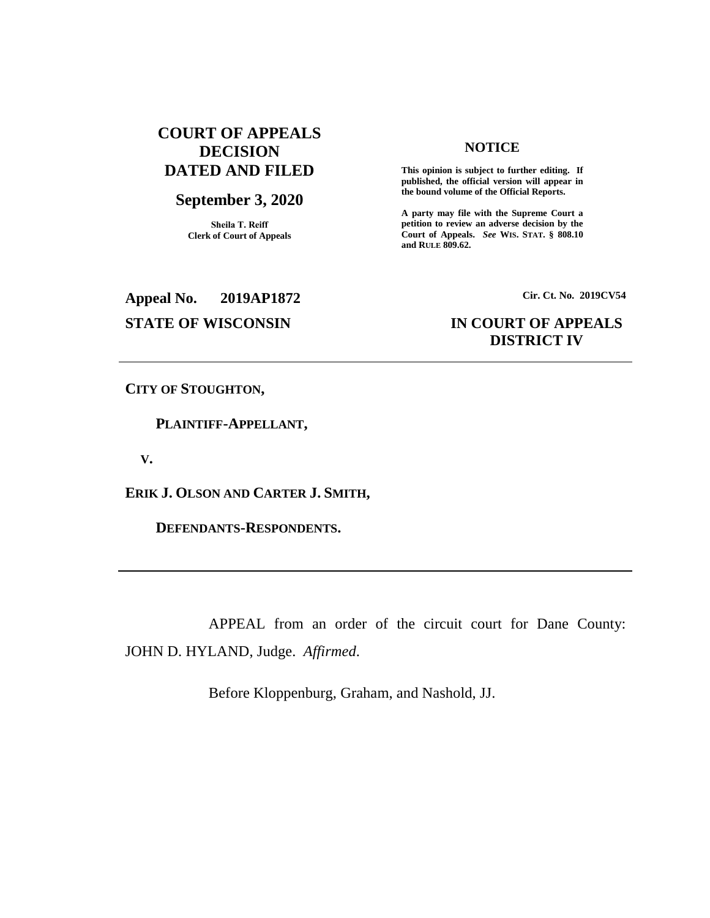**COURT OF APPEALS DECISION DATED AND FILED**

**September 3, 2020**

**Sheila T. Reiff**
**Clerk of Court of Appeals**

**NOTICE**

**This opinion is subject to further editing. If published, the official version will appear in the bound volume of the Official Reports.**

**A party may file with the Supreme Court a petition to review an adverse decision by the Court of Appeals.** ***See*** **WIS. STAT. § 808.10 and RULE 809.62.**

**Appeal No. 2019AP1872**

**Cir. Ct. No. 2019CV54**

**STATE OF WISCONSIN**

**IN COURT OF APPEALS DISTRICT IV**

---

**CITY OF STOUGHTON,**

**PLAINTIFF-APPELLANT,**

**V.**

**ERIK J. OLSON AND CARTER J. SMITH,**

**DEFENDANTS-RESPONDENTS.**

---

APPEAL from an order of the circuit court for Dane County: JOHN D. HYLAND, Judge. *Affirmed*.

Before Kloppenburg, Graham, and Nashold, JJ.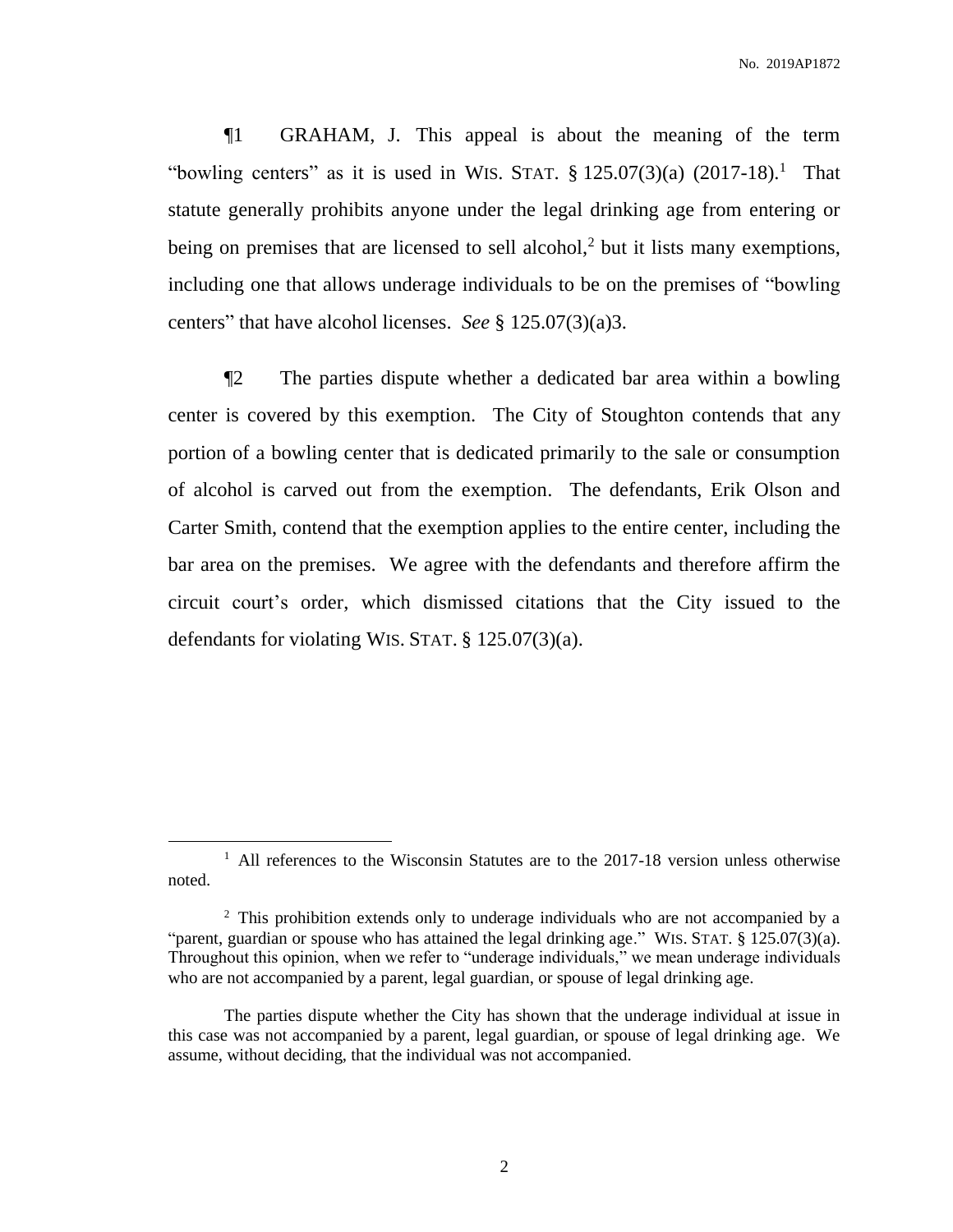¶1 GRAHAM, J. This appeal is about the meaning of the term "bowling centers" as it is used in WIS. STAT. § 125.07(3)(a) (2017-18).[1] That statute generally prohibits anyone under the legal drinking age from entering or being on premises that are licensed to sell alcohol,[2] but it lists many exemptions, including one that allows underage individuals to be on the premises of "bowling centers" that have alcohol licenses. *See* § 125.07(3)(a)3.

¶2 The parties dispute whether a dedicated bar area within a bowling center is covered by this exemption. The City of Stoughton contends that any portion of a bowling center that is dedicated primarily to the sale or consumption of alcohol is carved out from the exemption. The defendants, Erik Olson and Carter Smith, contend that the exemption applies to the entire center, including the bar area on the premises. We agree with the defendants and therefore affirm the circuit court's order, which dismissed citations that the City issued to the defendants for violating WIS. STAT. § 125.07(3)(a).

---

[1] All references to the Wisconsin Statutes are to the 2017-18 version unless otherwise noted.

[2] This prohibition extends only to underage individuals who are not accompanied by a "parent, guardian or spouse who has attained the legal drinking age." WIS. STAT. § 125.07(3)(a). Throughout this opinion, when we refer to "underage individuals," we mean underage individuals who are not accompanied by a parent, legal guardian, or spouse of legal drinking age.

The parties dispute whether the City has shown that the underage individual at issue in this case was not accompanied by a parent, legal guardian, or spouse of legal drinking age. We assume, without deciding, that the individual was not accompanied.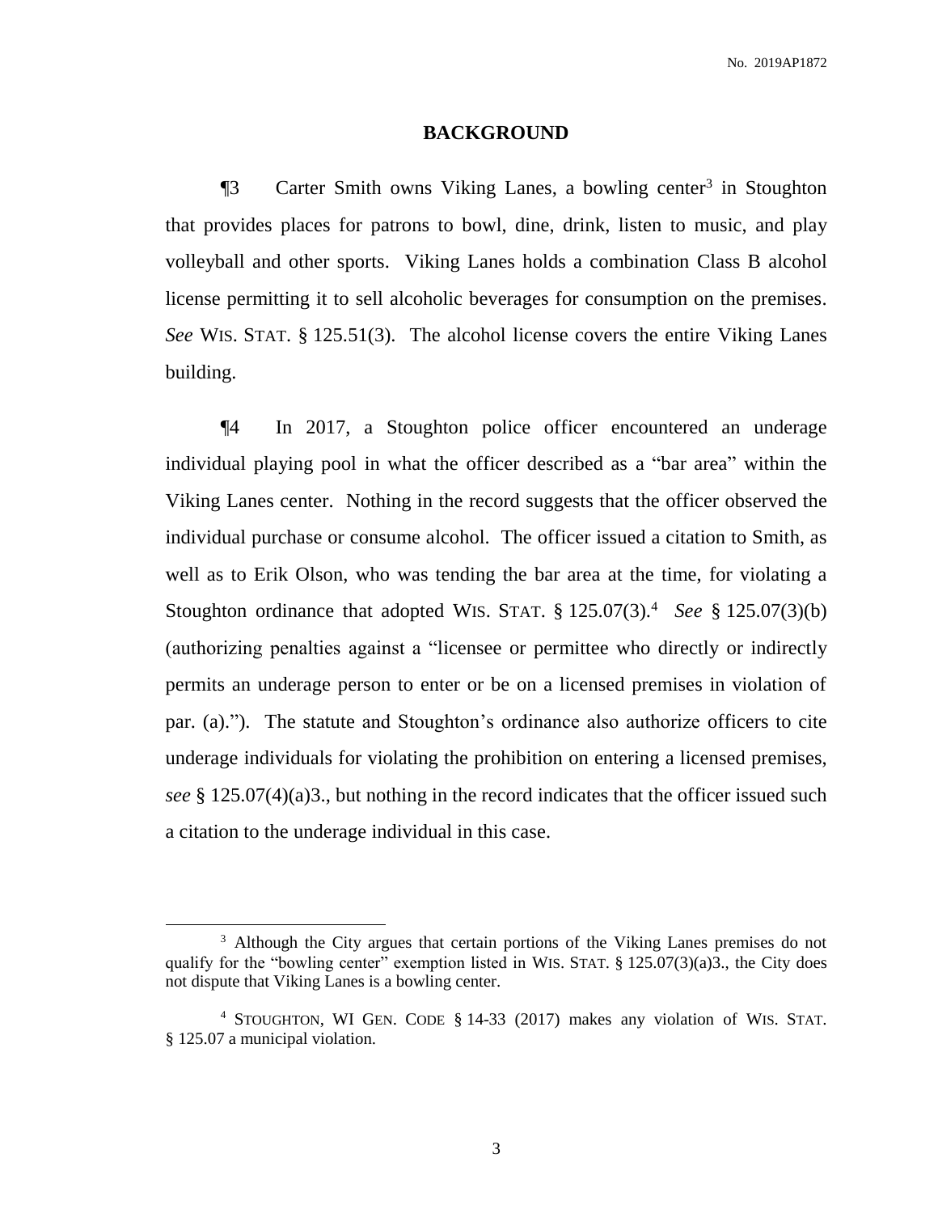## BACKGROUND

¶3 Carter Smith owns Viking Lanes, a bowling center[3] in Stoughton that provides places for patrons to bowl, dine, drink, listen to music, and play volleyball and other sports. Viking Lanes holds a combination Class B alcohol license permitting it to sell alcoholic beverages for consumption on the premises. *See* WIS. STAT. § 125.51(3). The alcohol license covers the entire Viking Lanes building.

¶4 In 2017, a Stoughton police officer encountered an underage individual playing pool in what the officer described as a "bar area" within the Viking Lanes center. Nothing in the record suggests that the officer observed the individual purchase or consume alcohol. The officer issued a citation to Smith, as well as to Erik Olson, who was tending the bar area at the time, for violating a Stoughton ordinance that adopted WIS. STAT. § 125.07(3).[4] *See* § 125.07(3)(b) (authorizing penalties against a "licensee or permittee who directly or indirectly permits an underage person to enter or be on a licensed premises in violation of par. (a)."). The statute and Stoughton's ordinance also authorize officers to cite underage individuals for violating the prohibition on entering a licensed premises, *see* § 125.07(4)(a)3., but nothing in the record indicates that the officer issued such a citation to the underage individual in this case.

---

[3] Although the City argues that certain portions of the Viking Lanes premises do not qualify for the "bowling center" exemption listed in WIS. STAT. § 125.07(3)(a)3., the City does not dispute that Viking Lanes is a bowling center.

[4] STOUGHTON, WI GEN. CODE § 14-33 (2017) makes any violation of WIS. STAT. § 125.07 a municipal violation.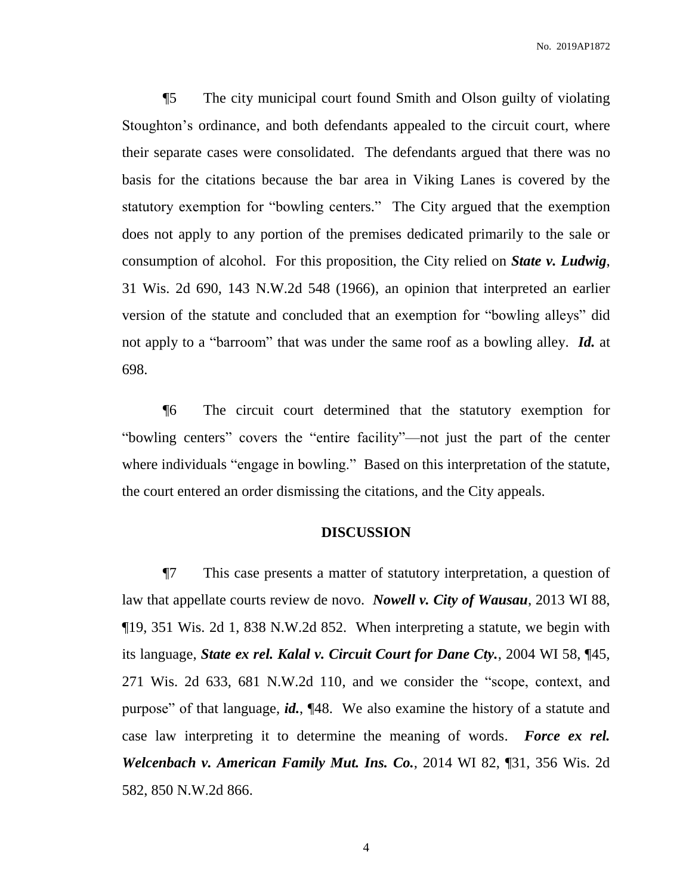¶5 The city municipal court found Smith and Olson guilty of violating Stoughton's ordinance, and both defendants appealed to the circuit court, where their separate cases were consolidated. The defendants argued that there was no basis for the citations because the bar area in Viking Lanes is covered by the statutory exemption for "bowling centers." The City argued that the exemption does not apply to any portion of the premises dedicated primarily to the sale or consumption of alcohol. For this proposition, the City relied on ***State v. Ludwig***, 31 Wis. 2d 690, 143 N.W.2d 548 (1966), an opinion that interpreted an earlier version of the statute and concluded that an exemption for "bowling alleys" did not apply to a "barroom" that was under the same roof as a bowling alley. ***Id.*** at 698.

¶6 The circuit court determined that the statutory exemption for "bowling centers" covers the "entire facility"—not just the part of the center where individuals "engage in bowling." Based on this interpretation of the statute, the court entered an order dismissing the citations, and the City appeals.

## DISCUSSION

¶7 This case presents a matter of statutory interpretation, a question of law that appellate courts review de novo. ***Nowell v. City of Wausau***, 2013 WI 88, ¶19, 351 Wis. 2d 1, 838 N.W.2d 852. When interpreting a statute, we begin with its language, ***State ex rel. Kalal v. Circuit Court for Dane Cty.***, 2004 WI 58, ¶45, 271 Wis. 2d 633, 681 N.W.2d 110, and we consider the "scope, context, and purpose" of that language, ***id.***, ¶48. We also examine the history of a statute and case law interpreting it to determine the meaning of words. ***Force ex rel. Welcenbach v. American Family Mut. Ins. Co.***, 2014 WI 82, ¶31, 356 Wis. 2d 582, 850 N.W.2d 866.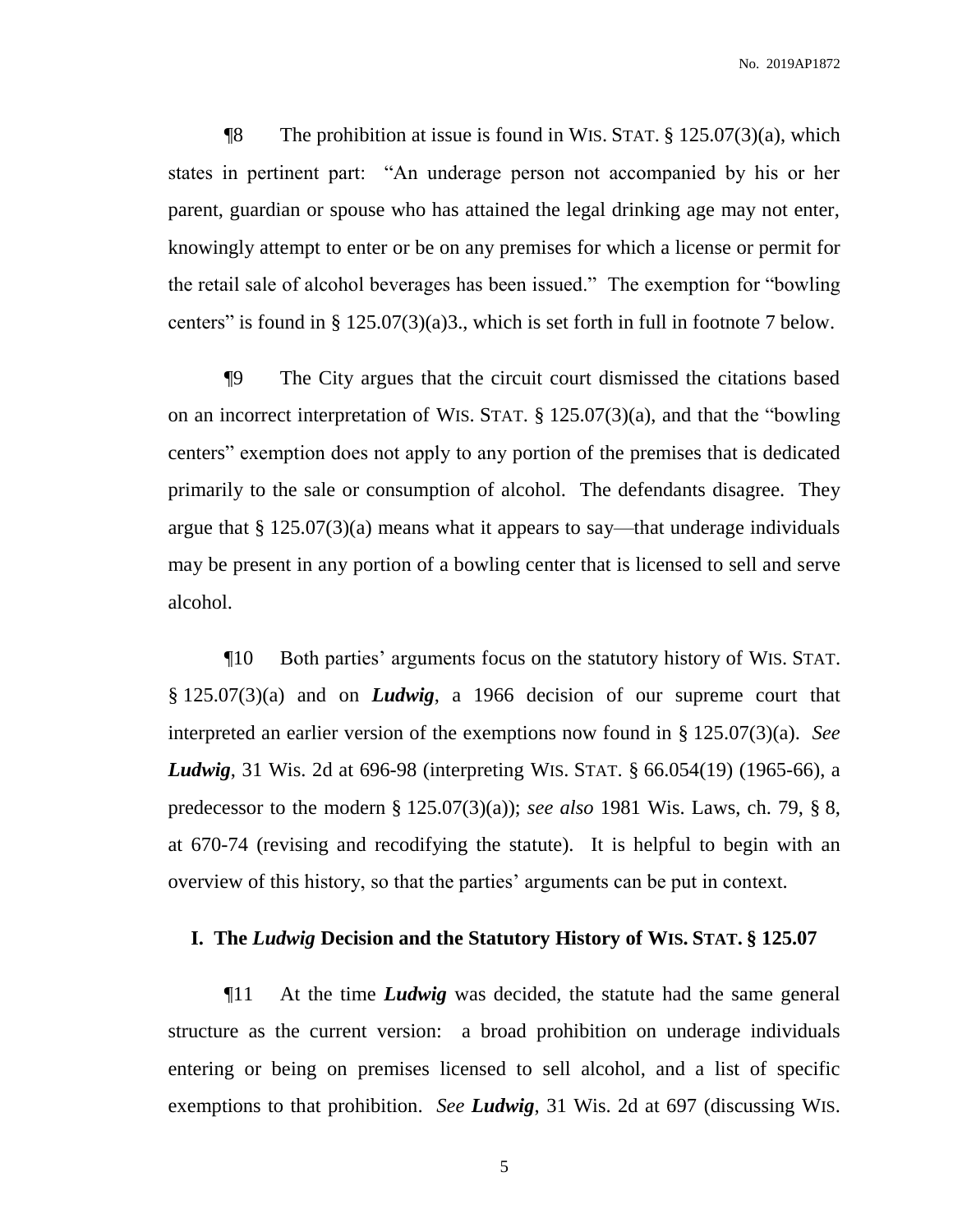¶8 The prohibition at issue is found in WIS. STAT. § 125.07(3)(a), which states in pertinent part: "An underage person not accompanied by his or her parent, guardian or spouse who has attained the legal drinking age may not enter, knowingly attempt to enter or be on any premises for which a license or permit for the retail sale of alcohol beverages has been issued." The exemption for "bowling centers" is found in § 125.07(3)(a)3., which is set forth in full in footnote 7 below.

¶9 The City argues that the circuit court dismissed the citations based on an incorrect interpretation of WIS. STAT. § 125.07(3)(a), and that the "bowling centers" exemption does not apply to any portion of the premises that is dedicated primarily to the sale or consumption of alcohol. The defendants disagree. They argue that § 125.07(3)(a) means what it appears to say—that underage individuals may be present in any portion of a bowling center that is licensed to sell and serve alcohol.

¶10 Both parties' arguments focus on the statutory history of WIS. STAT. § 125.07(3)(a) and on ***Ludwig***, a 1966 decision of our supreme court that interpreted an earlier version of the exemptions now found in § 125.07(3)(a). *See* ***Ludwig***, 31 Wis. 2d at 696-98 (interpreting WIS. STAT. § 66.054(19) (1965-66), a predecessor to the modern § 125.07(3)(a)); *see also* 1981 Wis. Laws, ch. 79, § 8, at 670-74 (revising and recodifying the statute). It is helpful to begin with an overview of this history, so that the parties' arguments can be put in context.

## I. The *Ludwig* Decision and the Statutory History of WIS. STAT. § 125.07

¶11 At the time ***Ludwig*** was decided, the statute had the same general structure as the current version: a broad prohibition on underage individuals entering or being on premises licensed to sell alcohol, and a list of specific exemptions to that prohibition. *See* ***Ludwig***, 31 Wis. 2d at 697 (discussing WIS.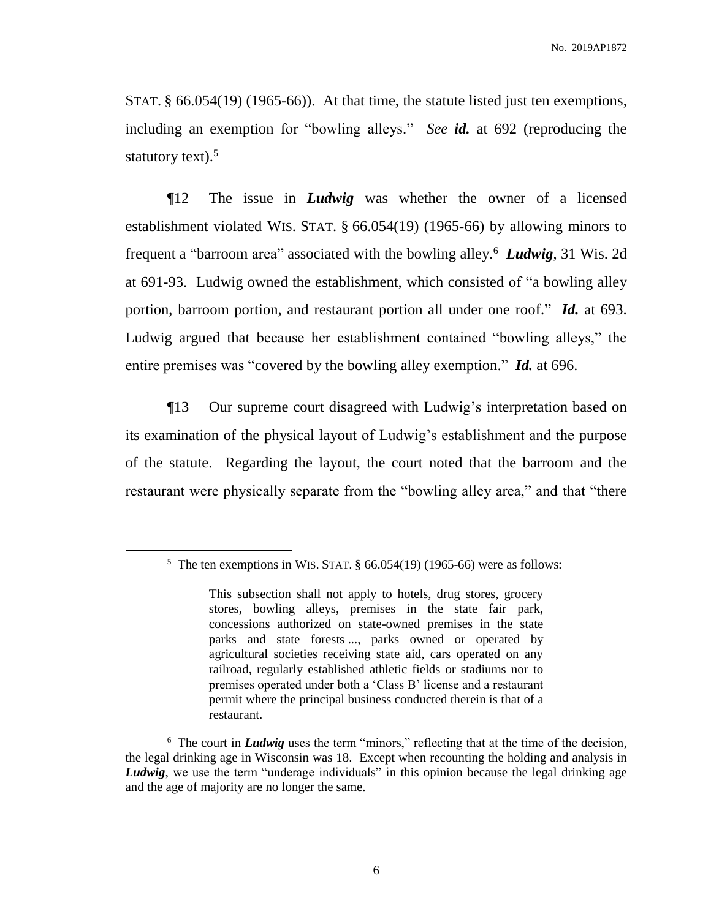STAT. § 66.054(19) (1965-66)). At that time, the statute listed just ten exemptions, including an exemption for "bowling alleys." *See **id.*** at 692 (reproducing the statutory text).[5]

¶12 The issue in ***Ludwig*** was whether the owner of a licensed establishment violated WIS. STAT. § 66.054(19) (1965-66) by allowing minors to frequent a "barroom area" associated with the bowling alley.[6] ***Ludwig***, 31 Wis. 2d at 691-93. Ludwig owned the establishment, which consisted of "a bowling alley portion, barroom portion, and restaurant portion all under one roof." ***Id.*** at 693. Ludwig argued that because her establishment contained "bowling alleys," the entire premises was "covered by the bowling alley exemption." ***Id.*** at 696.

¶13 Our supreme court disagreed with Ludwig's interpretation based on its examination of the physical layout of Ludwig's establishment and the purpose of the statute. Regarding the layout, the court noted that the barroom and the restaurant were physically separate from the "bowling alley area," and that "there

---

[5] The ten exemptions in WIS. STAT. § 66.054(19) (1965-66) were as follows:

> This subsection shall not apply to hotels, drug stores, grocery stores, bowling alleys, premises in the state fair park, concessions authorized on state-owned premises in the state parks and state forests ..., parks owned or operated by agricultural societies receiving state aid, cars operated on any railroad, regularly established athletic fields or stadiums nor to premises operated under both a 'Class B' license and a restaurant permit where the principal business conducted therein is that of a restaurant.

[6] The court in ***Ludwig*** uses the term "minors," reflecting that at the time of the decision, the legal drinking age in Wisconsin was 18. Except when recounting the holding and analysis in ***Ludwig***, we use the term "underage individuals" in this opinion because the legal drinking age and the age of majority are no longer the same.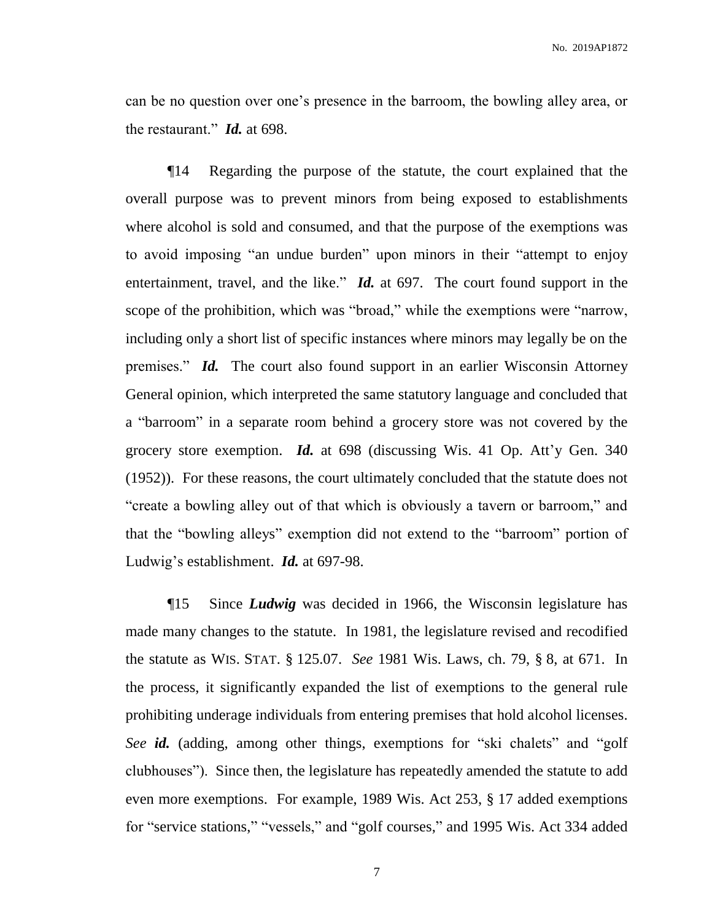can be no question over one's presence in the barroom, the bowling alley area, or the restaurant." ***Id.*** at 698.

¶14 Regarding the purpose of the statute, the court explained that the overall purpose was to prevent minors from being exposed to establishments where alcohol is sold and consumed, and that the purpose of the exemptions was to avoid imposing "an undue burden" upon minors in their "attempt to enjoy entertainment, travel, and the like." ***Id.*** at 697. The court found support in the scope of the prohibition, which was "broad," while the exemptions were "narrow, including only a short list of specific instances where minors may legally be on the premises." ***Id.*** The court also found support in an earlier Wisconsin Attorney General opinion, which interpreted the same statutory language and concluded that a "barroom" in a separate room behind a grocery store was not covered by the grocery store exemption. ***Id.*** at 698 (discussing Wis. 41 Op. Att'y Gen. 340 (1952)). For these reasons, the court ultimately concluded that the statute does not "create a bowling alley out of that which is obviously a tavern or barroom," and that the "bowling alleys" exemption did not extend to the "barroom" portion of Ludwig's establishment. ***Id.*** at 697-98.

¶15 Since ***Ludwig*** was decided in 1966, the Wisconsin legislature has made many changes to the statute. In 1981, the legislature revised and recodified the statute as WIS. STAT. § 125.07. *See* 1981 Wis. Laws, ch. 79, § 8, at 671. In the process, it significantly expanded the list of exemptions to the general rule prohibiting underage individuals from entering premises that hold alcohol licenses. *See* ***id.*** (adding, among other things, exemptions for "ski chalets" and "golf clubhouses"). Since then, the legislature has repeatedly amended the statute to add even more exemptions. For example, 1989 Wis. Act 253, § 17 added exemptions for "service stations," "vessels," and "golf courses," and 1995 Wis. Act 334 added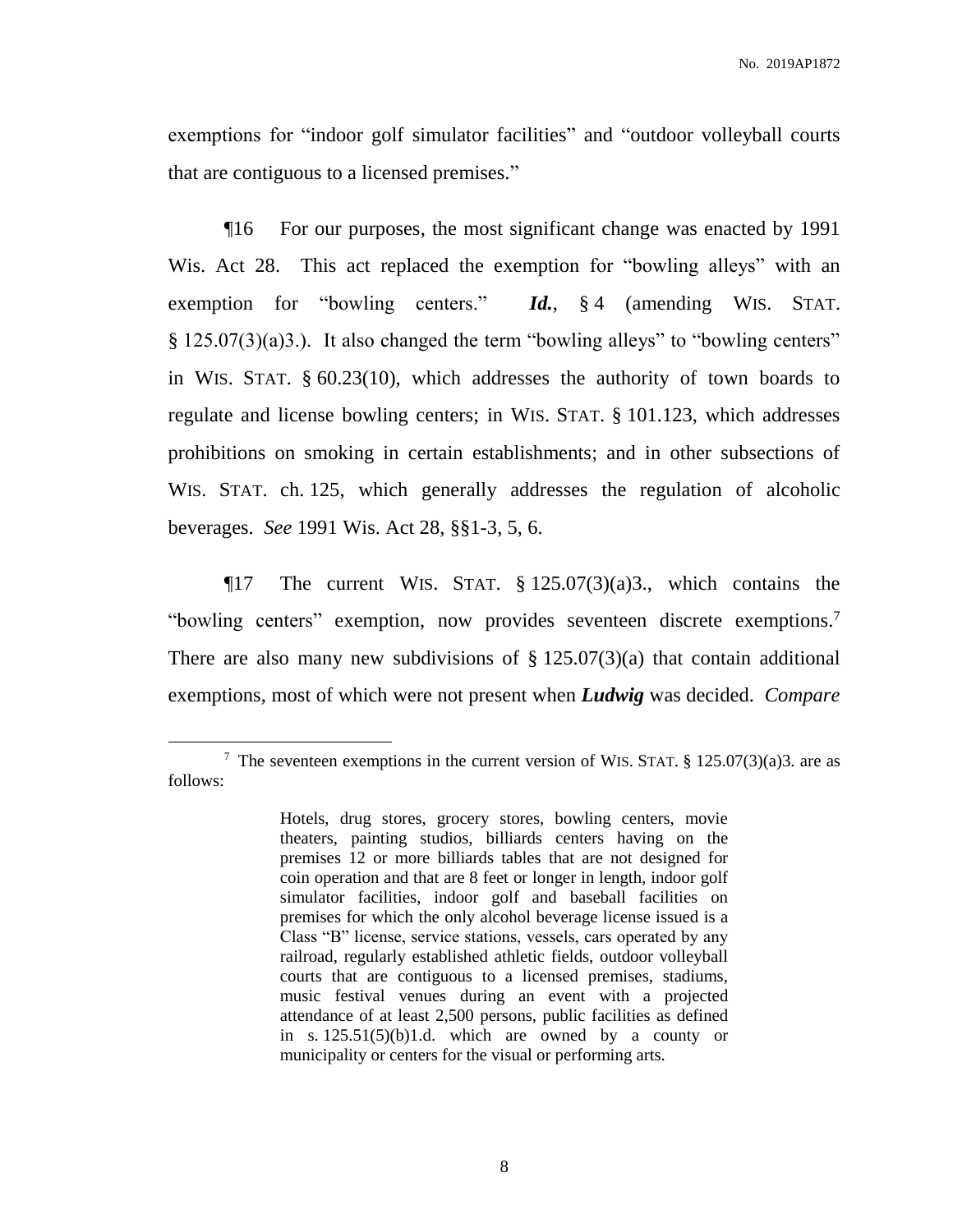exemptions for "indoor golf simulator facilities" and "outdoor volleyball courts that are contiguous to a licensed premises."

¶16 For our purposes, the most significant change was enacted by 1991 Wis. Act 28. This act replaced the exemption for "bowling alleys" with an exemption for "bowling centers." ***Id.***, § 4 (amending WIS. STAT. § 125.07(3)(a)3.). It also changed the term "bowling alleys" to "bowling centers" in WIS. STAT. § 60.23(10), which addresses the authority of town boards to regulate and license bowling centers; in WIS. STAT. § 101.123, which addresses prohibitions on smoking in certain establishments; and in other subsections of WIS. STAT. ch. 125, which generally addresses the regulation of alcoholic beverages. *See* 1991 Wis. Act 28, §§1-3, 5, 6.

¶17 The current WIS. STAT. § 125.07(3)(a)3., which contains the "bowling centers" exemption, now provides seventeen discrete exemptions.[7] There are also many new subdivisions of § 125.07(3)(a) that contain additional exemptions, most of which were not present when ***Ludwig*** was decided. *Compare*

---

[7] The seventeen exemptions in the current version of WIS. STAT. § 125.07(3)(a)3. are as follows:

> Hotels, drug stores, grocery stores, bowling centers, movie theaters, painting studios, billiards centers having on the premises 12 or more billiards tables that are not designed for coin operation and that are 8 feet or longer in length, indoor golf simulator facilities, indoor golf and baseball facilities on premises for which the only alcohol beverage license issued is a Class "B" license, service stations, vessels, cars operated by any railroad, regularly established athletic fields, outdoor volleyball courts that are contiguous to a licensed premises, stadiums, music festival venues during an event with a projected attendance of at least 2,500 persons, public facilities as defined in s. 125.51(5)(b)1.d. which are owned by a county or municipality or centers for the visual or performing arts.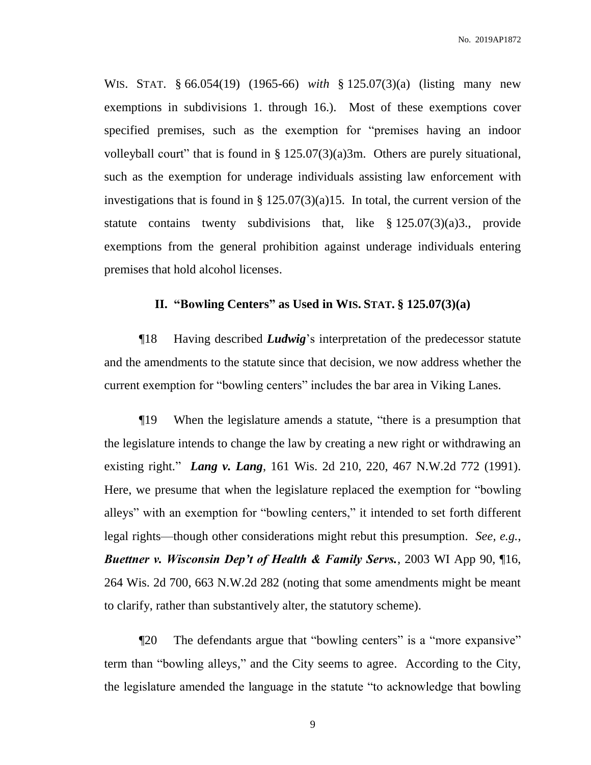WIS. STAT. § 66.054(19) (1965-66) *with* § 125.07(3)(a) (listing many new exemptions in subdivisions 1. through 16.). Most of these exemptions cover specified premises, such as the exemption for "premises having an indoor volleyball court" that is found in § 125.07(3)(a)3m. Others are purely situational, such as the exemption for underage individuals assisting law enforcement with investigations that is found in § 125.07(3)(a)15. In total, the current version of the statute contains twenty subdivisions that, like § 125.07(3)(a)3., provide exemptions from the general prohibition against underage individuals entering premises that hold alcohol licenses.

## II. "Bowling Centers" as Used in WIS. STAT. § 125.07(3)(a)

¶18 Having described ***Ludwig***'s interpretation of the predecessor statute and the amendments to the statute since that decision, we now address whether the current exemption for "bowling centers" includes the bar area in Viking Lanes.

¶19 When the legislature amends a statute, "there is a presumption that the legislature intends to change the law by creating a new right or withdrawing an existing right." ***Lang v. Lang***, 161 Wis. 2d 210, 220, 467 N.W.2d 772 (1991). Here, we presume that when the legislature replaced the exemption for "bowling alleys" with an exemption for "bowling centers," it intended to set forth different legal rights—though other considerations might rebut this presumption. *See, e.g.*, ***Buettner v. Wisconsin Dep't of Health & Family Servs.***, 2003 WI App 90, ¶16, 264 Wis. 2d 700, 663 N.W.2d 282 (noting that some amendments might be meant to clarify, rather than substantively alter, the statutory scheme).

¶20 The defendants argue that "bowling centers" is a "more expansive" term than "bowling alleys," and the City seems to agree. According to the City, the legislature amended the language in the statute "to acknowledge that bowling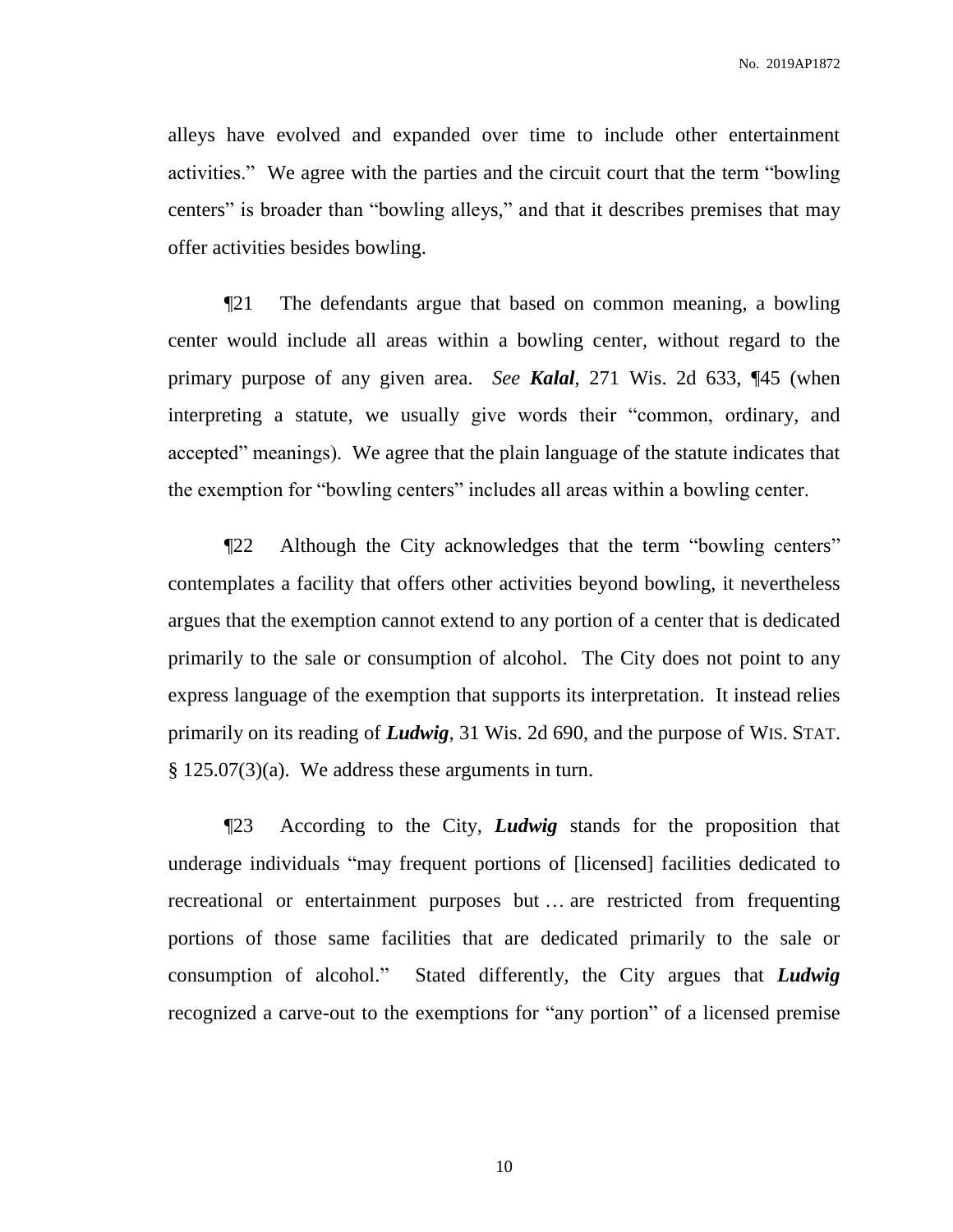alleys have evolved and expanded over time to include other entertainment activities." We agree with the parties and the circuit court that the term "bowling centers" is broader than "bowling alleys," and that it describes premises that may offer activities besides bowling.

¶21 The defendants argue that based on common meaning, a bowling center would include all areas within a bowling center, without regard to the primary purpose of any given area. *See* ***Kalal***, 271 Wis. 2d 633, ¶45 (when interpreting a statute, we usually give words their "common, ordinary, and accepted" meanings). We agree that the plain language of the statute indicates that the exemption for "bowling centers" includes all areas within a bowling center.

¶22 Although the City acknowledges that the term "bowling centers" contemplates a facility that offers other activities beyond bowling, it nevertheless argues that the exemption cannot extend to any portion of a center that is dedicated primarily to the sale or consumption of alcohol. The City does not point to any express language of the exemption that supports its interpretation. It instead relies primarily on its reading of ***Ludwig***, 31 Wis. 2d 690, and the purpose of WIS. STAT. § 125.07(3)(a). We address these arguments in turn.

¶23 According to the City, ***Ludwig*** stands for the proposition that underage individuals "may frequent portions of [licensed] facilities dedicated to recreational or entertainment purposes but … are restricted from frequenting portions of those same facilities that are dedicated primarily to the sale or consumption of alcohol." Stated differently, the City argues that ***Ludwig*** recognized a carve-out to the exemptions for "any portion" of a licensed premise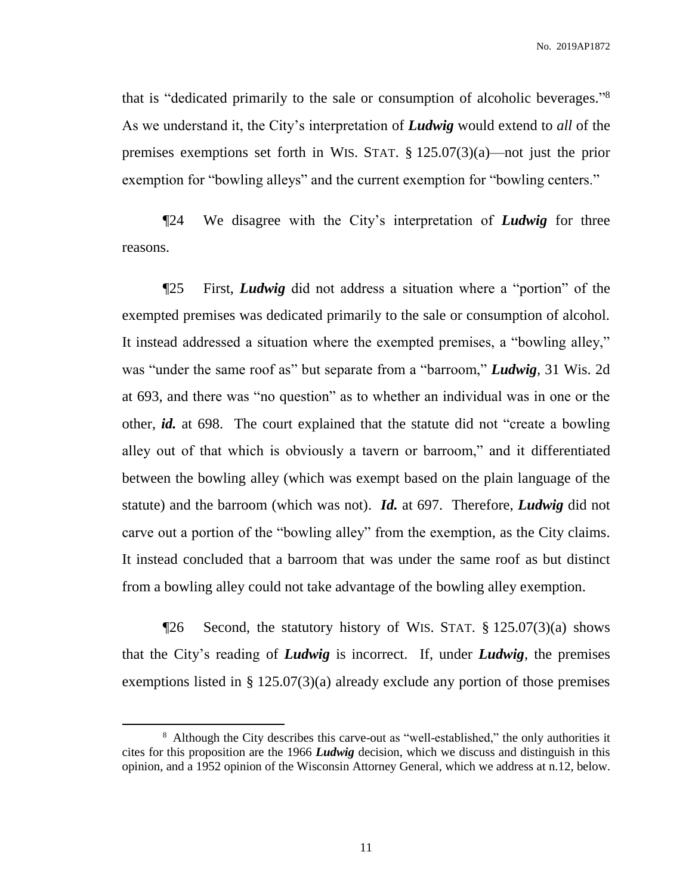that is "dedicated primarily to the sale or consumption of alcoholic beverages."[8] As we understand it, the City's interpretation of ***Ludwig*** would extend to *all* of the premises exemptions set forth in WIS. STAT. § 125.07(3)(a)—not just the prior exemption for "bowling alleys" and the current exemption for "bowling centers."

¶24 We disagree with the City's interpretation of ***Ludwig*** for three reasons.

¶25 First, ***Ludwig*** did not address a situation where a "portion" of the exempted premises was dedicated primarily to the sale or consumption of alcohol. It instead addressed a situation where the exempted premises, a "bowling alley," was "under the same roof as" but separate from a "barroom," ***Ludwig***, 31 Wis. 2d at 693, and there was "no question" as to whether an individual was in one or the other, ***id.*** at 698. The court explained that the statute did not "create a bowling alley out of that which is obviously a tavern or barroom," and it differentiated between the bowling alley (which was exempt based on the plain language of the statute) and the barroom (which was not). ***Id.*** at 697. Therefore, ***Ludwig*** did not carve out a portion of the "bowling alley" from the exemption, as the City claims. It instead concluded that a barroom that was under the same roof as but distinct from a bowling alley could not take advantage of the bowling alley exemption.

¶26 Second, the statutory history of WIS. STAT. § 125.07(3)(a) shows that the City's reading of ***Ludwig*** is incorrect. If, under ***Ludwig***, the premises exemptions listed in § 125.07(3)(a) already exclude any portion of those premises

[8] Although the City describes this carve-out as "well-established," the only authorities it cites for this proposition are the 1966 ***Ludwig*** decision, which we discuss and distinguish in this opinion, and a 1952 opinion of the Wisconsin Attorney General, which we address at n.12, below.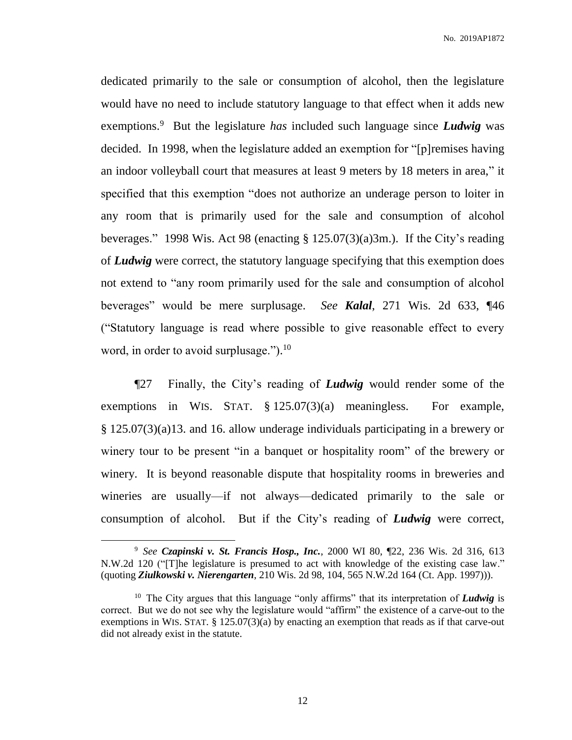dedicated primarily to the sale or consumption of alcohol, then the legislature would have no need to include statutory language to that effect when it adds new exemptions.[9] But the legislature *has* included such language since ***Ludwig*** was decided. In 1998, when the legislature added an exemption for "[p]remises having an indoor volleyball court that measures at least 9 meters by 18 meters in area," it specified that this exemption "does not authorize an underage person to loiter in any room that is primarily used for the sale and consumption of alcohol beverages." 1998 Wis. Act 98 (enacting § 125.07(3)(a)3m.). If the City's reading of ***Ludwig*** were correct, the statutory language specifying that this exemption does not extend to "any room primarily used for the sale and consumption of alcohol beverages" would be mere surplusage. *See* ***Kalal***, 271 Wis. 2d 633, ¶46 ("Statutory language is read where possible to give reasonable effect to every word, in order to avoid surplusage.").[10]

¶27 Finally, the City's reading of ***Ludwig*** would render some of the exemptions in WIS. STAT. § 125.07(3)(a) meaningless. For example, § 125.07(3)(a)13. and 16. allow underage individuals participating in a brewery or winery tour to be present "in a banquet or hospitality room" of the brewery or winery. It is beyond reasonable dispute that hospitality rooms in breweries and wineries are usually—if not always—dedicated primarily to the sale or consumption of alcohol. But if the City's reading of ***Ludwig*** were correct,

---

[9] *See* ***Czapinski v. St. Francis Hosp., Inc.***, 2000 WI 80, ¶22, 236 Wis. 2d 316, 613 N.W.2d 120 ("[T]he legislature is presumed to act with knowledge of the existing case law." (quoting ***Ziulkowski v. Nierengarten***, 210 Wis. 2d 98, 104, 565 N.W.2d 164 (Ct. App. 1997))).

[10] The City argues that this language "only affirms" that its interpretation of ***Ludwig*** is correct. But we do not see why the legislature would "affirm" the existence of a carve-out to the exemptions in WIS. STAT. § 125.07(3)(a) by enacting an exemption that reads as if that carve-out did not already exist in the statute.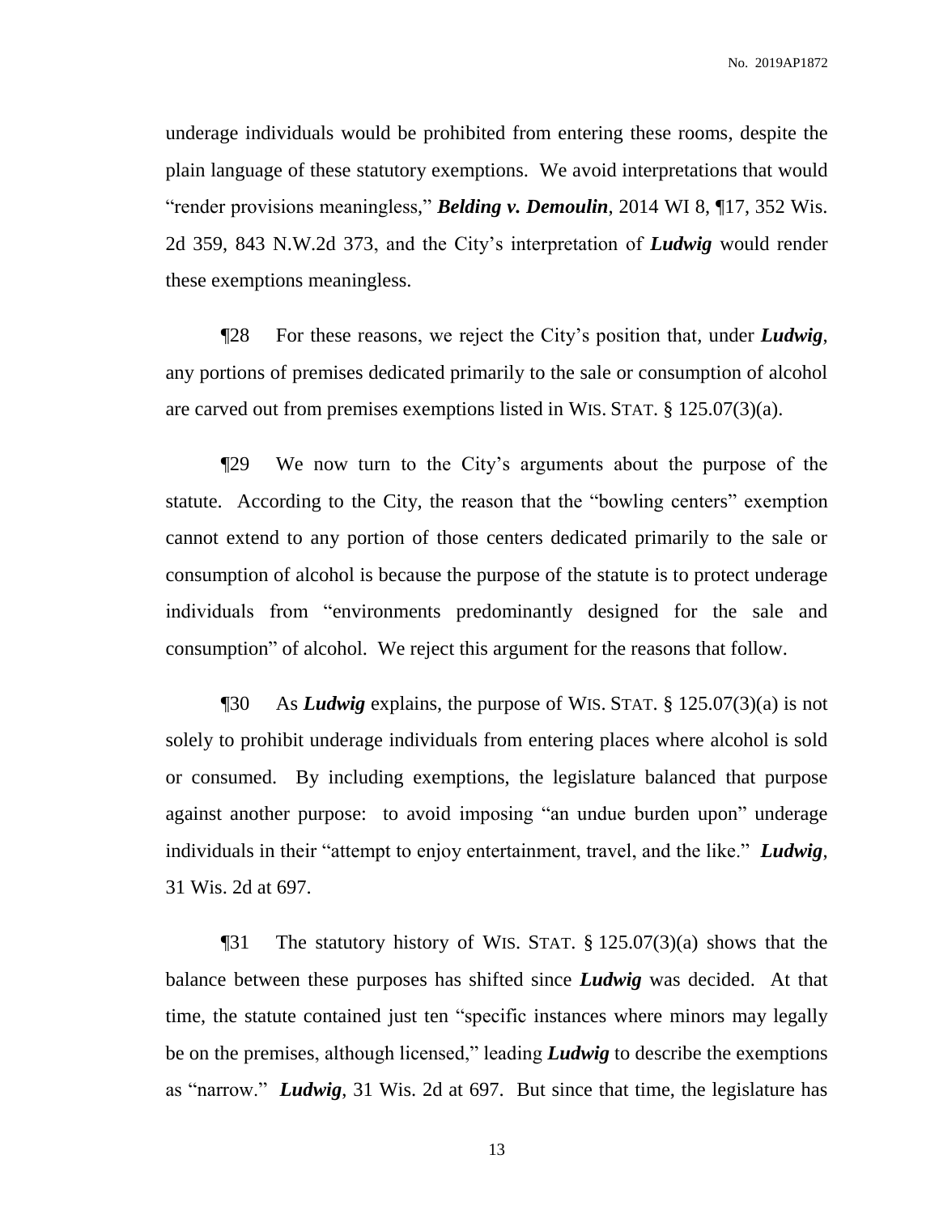underage individuals would be prohibited from entering these rooms, despite the plain language of these statutory exemptions. We avoid interpretations that would "render provisions meaningless," ***Belding v. Demoulin***, 2014 WI 8, ¶17, 352 Wis. 2d 359, 843 N.W.2d 373, and the City's interpretation of ***Ludwig*** would render these exemptions meaningless.

¶28 For these reasons, we reject the City's position that, under ***Ludwig***, any portions of premises dedicated primarily to the sale or consumption of alcohol are carved out from premises exemptions listed in WIS. STAT. § 125.07(3)(a).

¶29 We now turn to the City's arguments about the purpose of the statute. According to the City, the reason that the "bowling centers" exemption cannot extend to any portion of those centers dedicated primarily to the sale or consumption of alcohol is because the purpose of the statute is to protect underage individuals from "environments predominantly designed for the sale and consumption" of alcohol. We reject this argument for the reasons that follow.

¶30 As ***Ludwig*** explains, the purpose of WIS. STAT. § 125.07(3)(a) is not solely to prohibit underage individuals from entering places where alcohol is sold or consumed. By including exemptions, the legislature balanced that purpose against another purpose: to avoid imposing "an undue burden upon" underage individuals in their "attempt to enjoy entertainment, travel, and the like." ***Ludwig***, 31 Wis. 2d at 697.

¶31 The statutory history of WIS. STAT. § 125.07(3)(a) shows that the balance between these purposes has shifted since ***Ludwig*** was decided. At that time, the statute contained just ten "specific instances where minors may legally be on the premises, although licensed," leading ***Ludwig*** to describe the exemptions as "narrow." ***Ludwig***, 31 Wis. 2d at 697. But since that time, the legislature has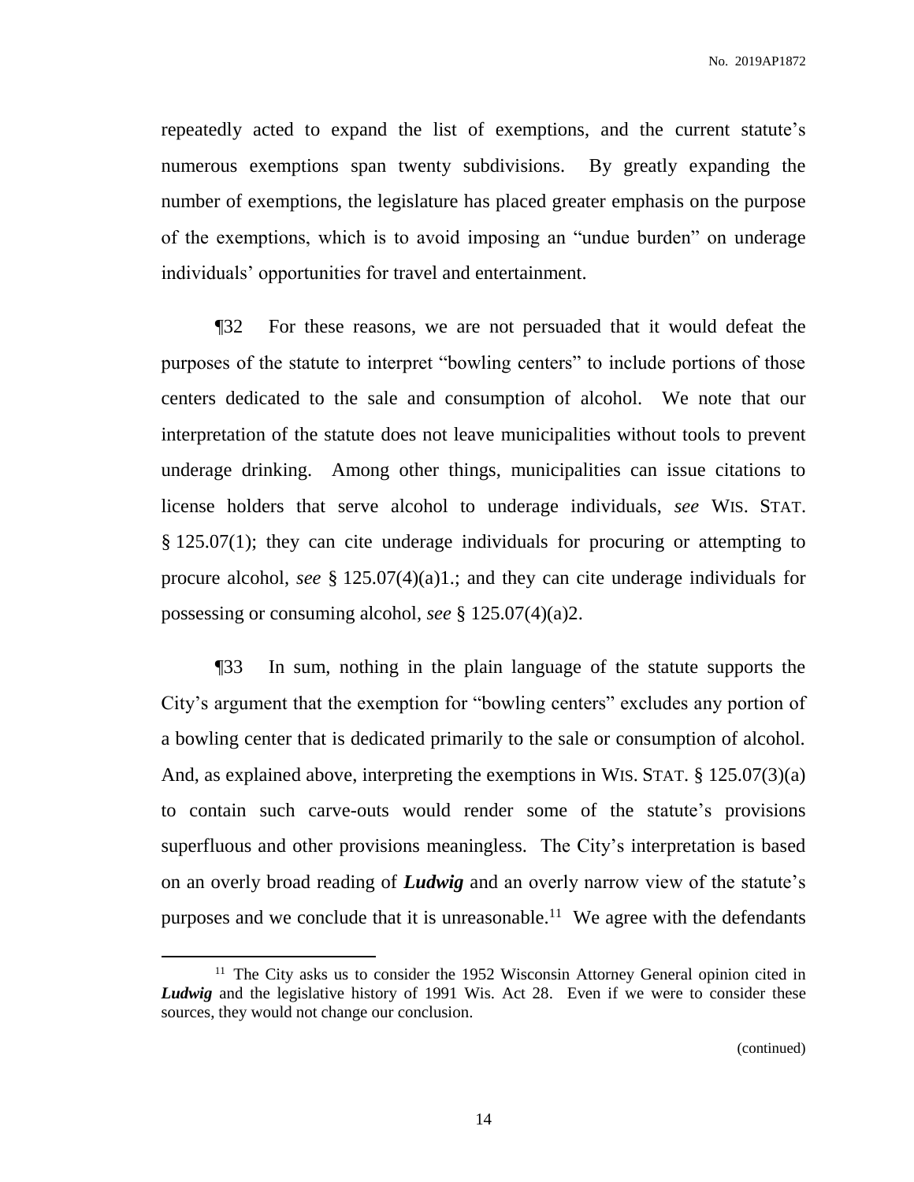repeatedly acted to expand the list of exemptions, and the current statute's numerous exemptions span twenty subdivisions. By greatly expanding the number of exemptions, the legislature has placed greater emphasis on the purpose of the exemptions, which is to avoid imposing an "undue burden" on underage individuals' opportunities for travel and entertainment.

¶32 For these reasons, we are not persuaded that it would defeat the purposes of the statute to interpret "bowling centers" to include portions of those centers dedicated to the sale and consumption of alcohol. We note that our interpretation of the statute does not leave municipalities without tools to prevent underage drinking. Among other things, municipalities can issue citations to license holders that serve alcohol to underage individuals, *see* WIS. STAT. § 125.07(1); they can cite underage individuals for procuring or attempting to procure alcohol, *see* § 125.07(4)(a)1.; and they can cite underage individuals for possessing or consuming alcohol, *see* § 125.07(4)(a)2.

¶33 In sum, nothing in the plain language of the statute supports the City's argument that the exemption for "bowling centers" excludes any portion of a bowling center that is dedicated primarily to the sale or consumption of alcohol. And, as explained above, interpreting the exemptions in WIS. STAT. § 125.07(3)(a) to contain such carve-outs would render some of the statute's provisions superfluous and other provisions meaningless. The City's interpretation is based on an overly broad reading of ***Ludwig*** and an overly narrow view of the statute's purposes and we conclude that it is unreasonable.[11] We agree with the defendants

---

[11] The City asks us to consider the 1952 Wisconsin Attorney General opinion cited in ***Ludwig*** and the legislative history of 1991 Wis. Act 28. Even if we were to consider these sources, they would not change our conclusion.

(continued)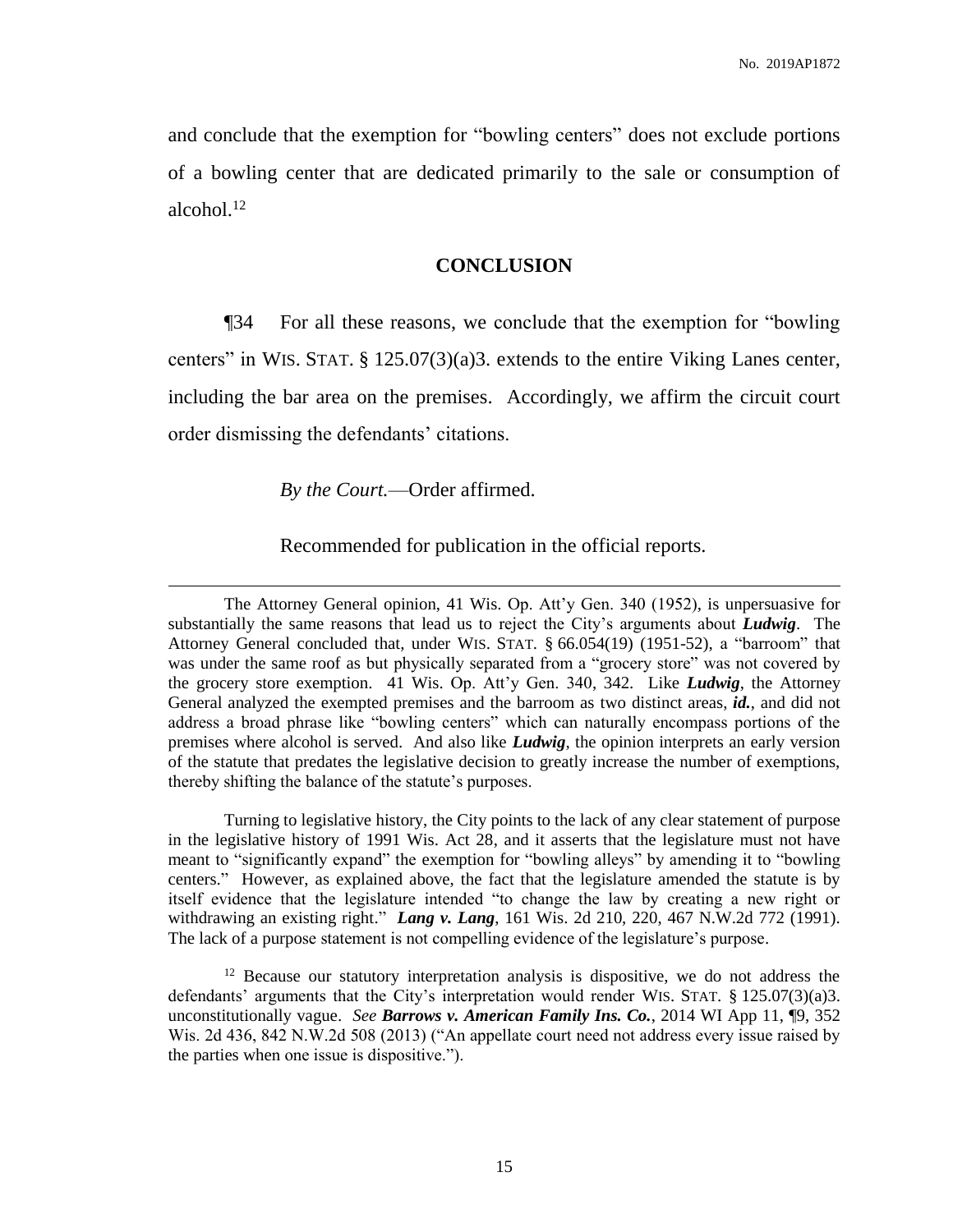and conclude that the exemption for "bowling centers" does not exclude portions of a bowling center that are dedicated primarily to the sale or consumption of alcohol.[12]

## CONCLUSION

¶34 For all these reasons, we conclude that the exemption for "bowling centers" in WIS. STAT. § 125.07(3)(a)3. extends to the entire Viking Lanes center, including the bar area on the premises. Accordingly, we affirm the circuit court order dismissing the defendants' citations.

*By the Court.*—Order affirmed.

Recommended for publication in the official reports.

---

The Attorney General opinion, 41 Wis. Op. Att'y Gen. 340 (1952), is unpersuasive for substantially the same reasons that lead us to reject the City's arguments about ***Ludwig***. The Attorney General concluded that, under WIS. STAT. § 66.054(19) (1951-52), a "barroom" that was under the same roof as but physically separated from a "grocery store" was not covered by the grocery store exemption. 41 Wis. Op. Att'y Gen. 340, 342. Like ***Ludwig***, the Attorney General analyzed the exempted premises and the barroom as two distinct areas, ***id.***, and did not address a broad phrase like "bowling centers" which can naturally encompass portions of the premises where alcohol is served. And also like ***Ludwig***, the opinion interprets an early version of the statute that predates the legislative decision to greatly increase the number of exemptions, thereby shifting the balance of the statute's purposes.

Turning to legislative history, the City points to the lack of any clear statement of purpose in the legislative history of 1991 Wis. Act 28, and it asserts that the legislature must not have meant to "significantly expand" the exemption for "bowling alleys" by amending it to "bowling centers." However, as explained above, the fact that the legislature amended the statute is by itself evidence that the legislature intended "to change the law by creating a new right or withdrawing an existing right." ***Lang v. Lang***, 161 Wis. 2d 210, 220, 467 N.W.2d 772 (1991). The lack of a purpose statement is not compelling evidence of the legislature's purpose.

[12] Because our statutory interpretation analysis is dispositive, we do not address the defendants' arguments that the City's interpretation would render WIS. STAT. § 125.07(3)(a)3. unconstitutionally vague. *See* ***Barrows v. American Family Ins. Co.***, 2014 WI App 11, ¶9, 352 Wis. 2d 436, 842 N.W.2d 508 (2013) ("An appellate court need not address every issue raised by the parties when one issue is dispositive.").